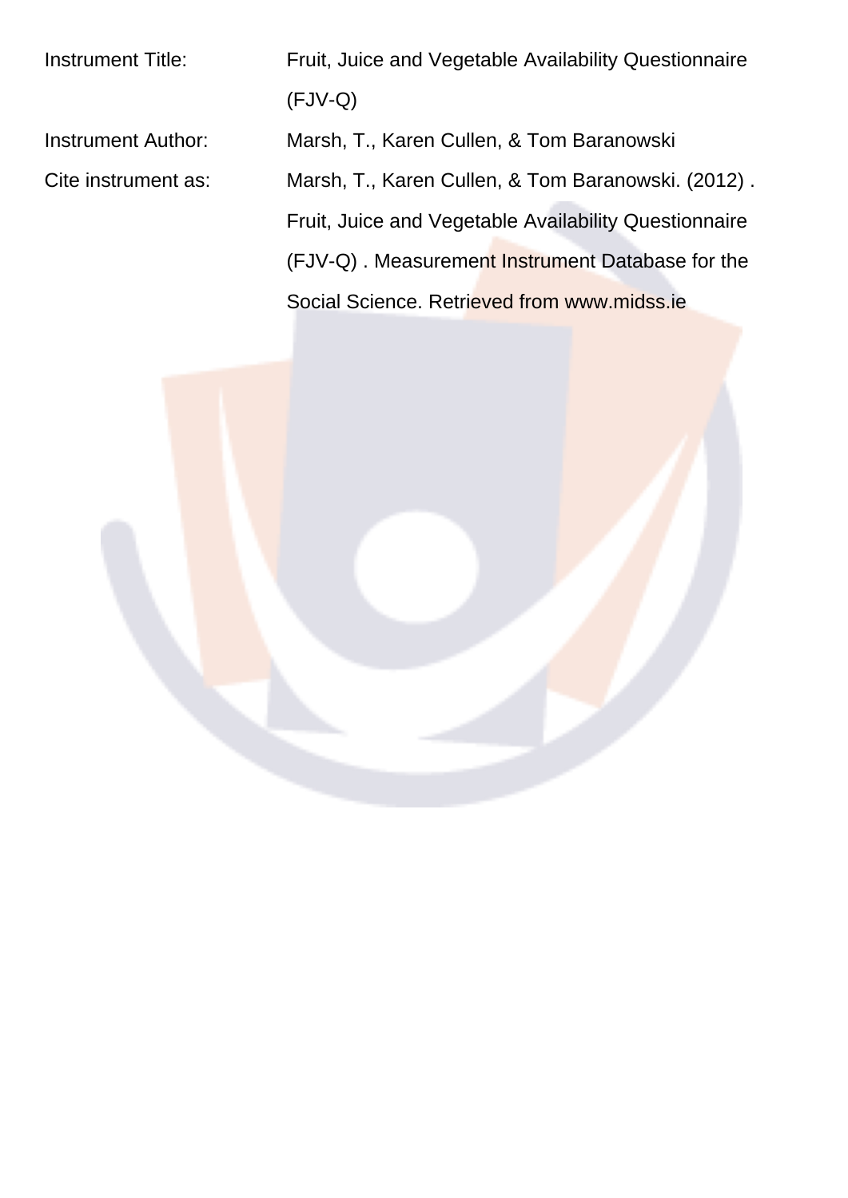| | |
|---|---|
| Instrument Title: | Fruit, Juice and Vegetable Availability Questionnaire (FJV-Q) |
| Instrument Author: | Marsh, T., Karen Cullen, & Tom Baranowski |
| Cite instrument as: | Marsh, T., Karen Cullen, & Tom Baranowski. (2012) . Fruit, Juice and Vegetable Availability Questionnaire (FJV-Q) . Measurement Instrument Database for the Social Science. Retrieved from www.midss.ie |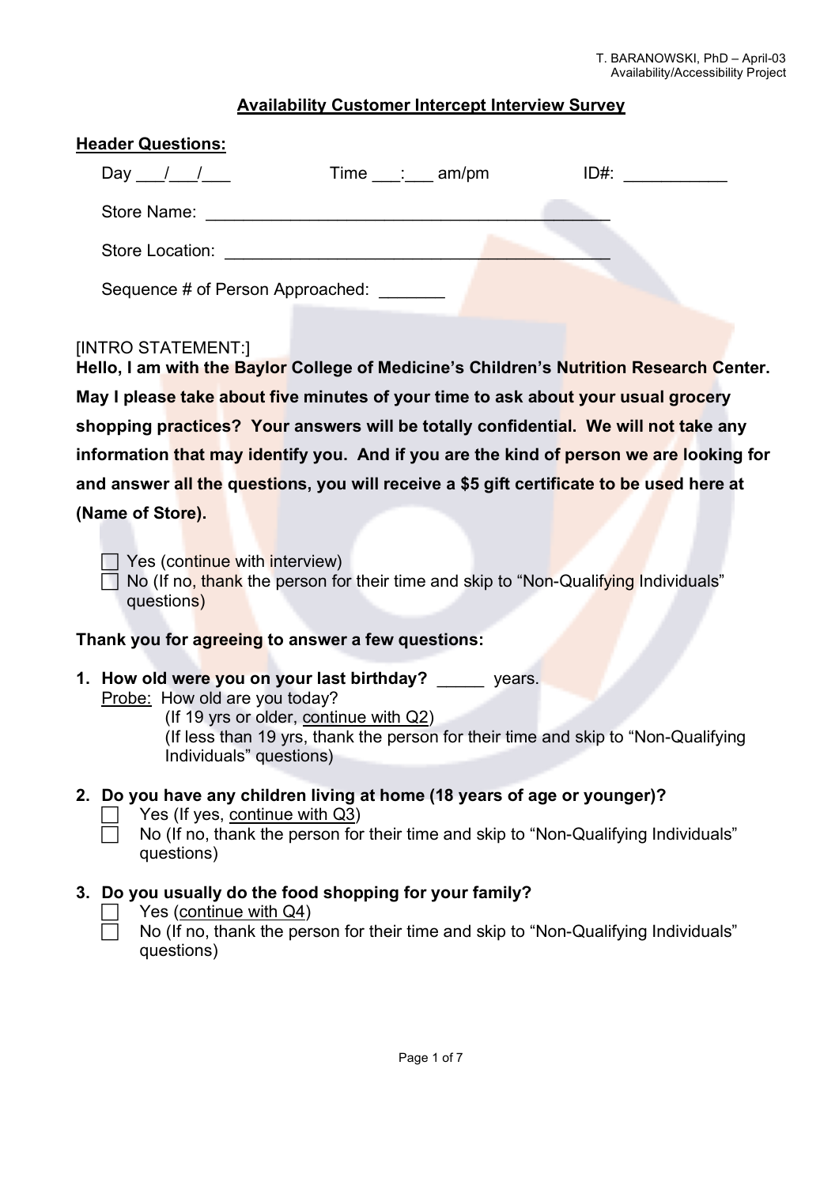## Availability Customer Intercept Interview Survey

### Header Questions:

Day ___/___/___ Time ___:___ am/pm ID#: ___________

Store Name: ___________________________________________

Store Location: ___________________________________________

Sequence # of Person Approached: _______

[INTRO STATEMENT:]

**Hello, I am with the Baylor College of Medicine's Children's Nutrition Research Center. May I please take about five minutes of your time to ask about your usual grocery shopping practices? Your answers will be totally confidential. We will not take any information that may identify you. And if you are the kind of person we are looking for and answer all the questions, you will receive a $5 gift certificate to be used here at (Name of Store).**

- ☐ Yes (continue with interview)
- ☐ No (If no, thank the person for their time and skip to "Non-Qualifying Individuals" questions)

**Thank you for agreeing to answer a few questions:**

1. **How old were you on your last birthday?** _____ years.
   Probe: How old are you today?
   (If 19 yrs or older, continue with Q2)
   (If less than 19 yrs, thank the person for their time and skip to "Non-Qualifying Individuals" questions)

2. **Do you have any children living at home (18 years of age or younger)?**
   - ☐ Yes (If yes, continue with Q3)
   - ☐ No (If no, thank the person for their time and skip to "Non-Qualifying Individuals" questions)

3. **Do you usually do the food shopping for your family?**
   - ☐ Yes (continue with Q4)
   - ☐ No (If no, thank the person for their time and skip to "Non-Qualifying Individuals" questions)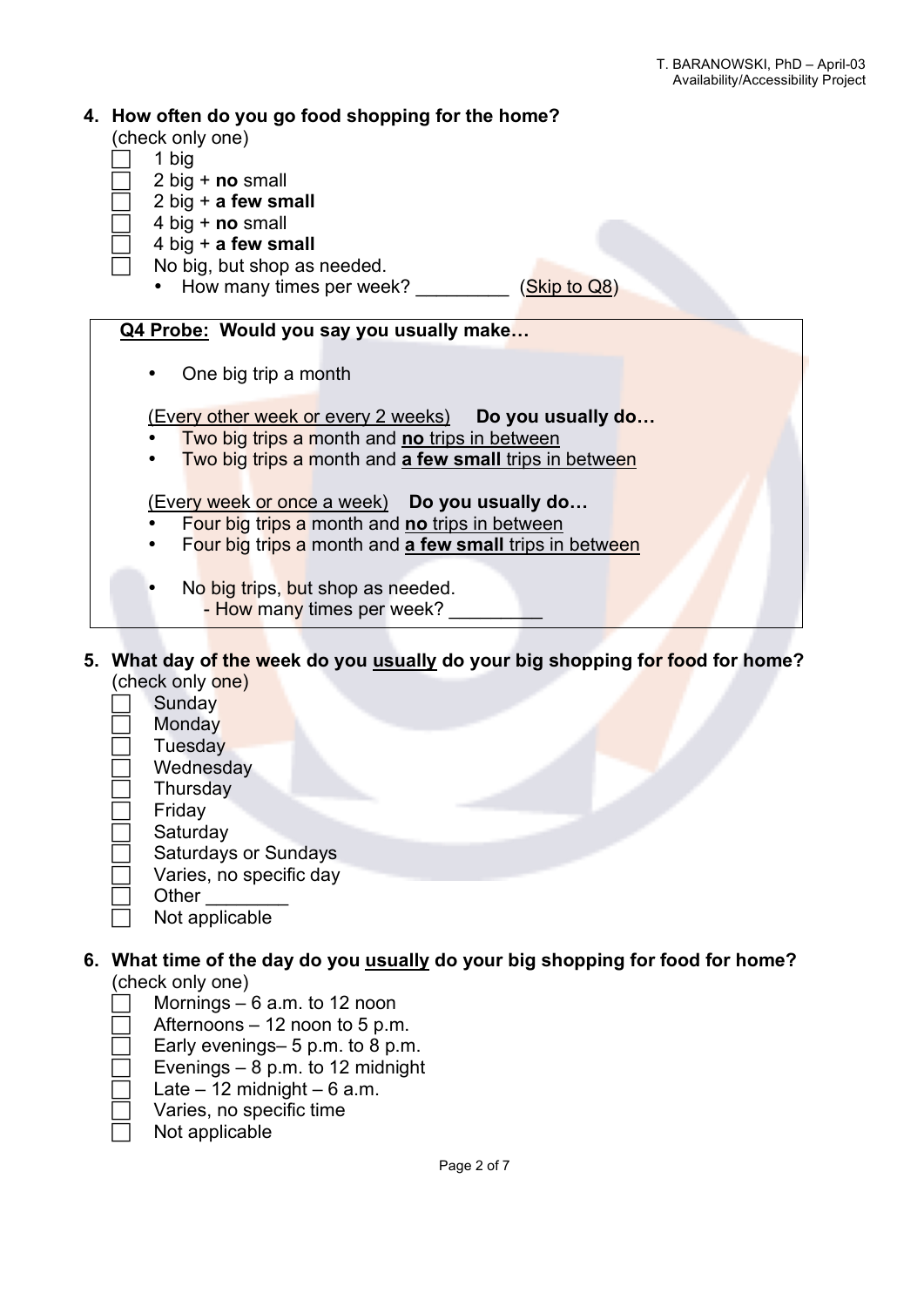**4. How often do you go food shopping for the home?**

(check only one)

- ☐ 1 big
- ☐ 2 big + **no** small
- ☐ 2 big + **a few small**
- ☐ 4 big + **no** small
- ☐ 4 big + **a few small**
- ☐ No big, but shop as needed.
  - How many times per week? _________ (Skip to Q8)

> **Q4 Probe: Would you say you usually make…**
>
> - One big trip a month
>
> (Every other week or every 2 weeks) **Do you usually do…**
>
> - Two big trips a month and **no** trips in between
> - Two big trips a month and **a few small** trips in between
>
> (Every week or once a week) **Do you usually do…**
>
> - Four big trips a month and **no** trips in between
> - Four big trips a month and **a few small** trips in between
>
> - No big trips, but shop as needed.
>   - How many times per week? _________

**5. What day of the week do you usually do your big shopping for food for home?**

(check only one)

- ☐ Sunday
- ☐ Monday
- ☐ Tuesday
- ☐ Wednesday
- ☐ Thursday
- ☐ Friday
- ☐ Saturday
- ☐ Saturdays or Sundays
- ☐ Varies, no specific day
- ☐ Other ________
- ☐ Not applicable

**6. What time of the day do you usually do your big shopping for food for home?**

(check only one)

- ☐ Mornings – 6 a.m. to 12 noon
- ☐ Afternoons – 12 noon to 5 p.m.
- ☐ Early evenings– 5 p.m. to 8 p.m.
- ☐ Evenings – 8 p.m. to 12 midnight
- ☐ Late – 12 midnight – 6 a.m.
- ☐ Varies, no specific time
- ☐ Not applicable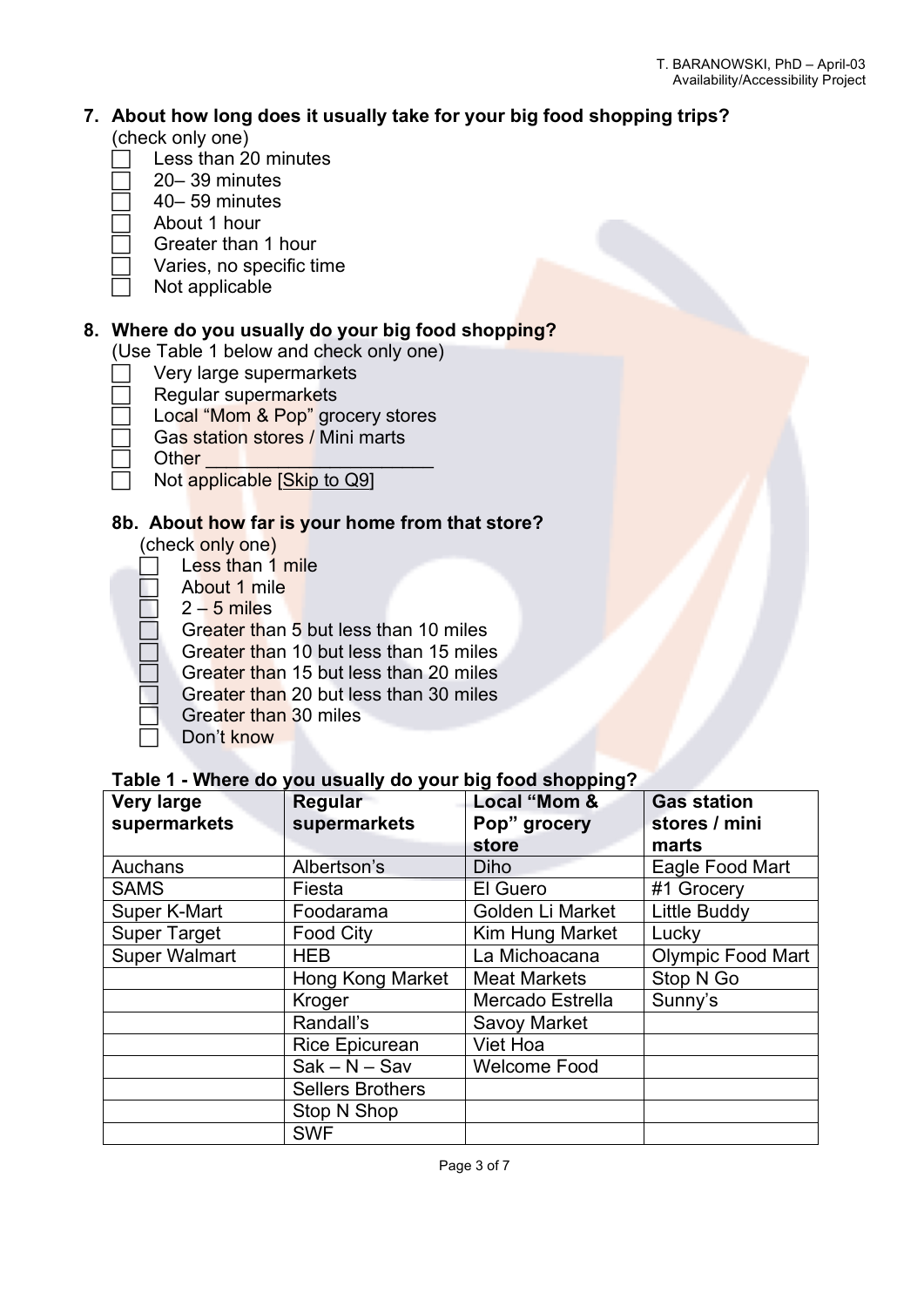## 7. About how long does it usually take for your big food shopping trips?

(check only one)

- ☐ Less than 20 minutes
- ☐ 20– 39 minutes
- ☐ 40– 59 minutes
- ☐ About 1 hour
- ☐ Greater than 1 hour
- ☐ Varies, no specific time
- ☐ Not applicable

## 8. Where do you usually do your big food shopping?

(Use Table 1 below and check only one)

- ☐ Very large supermarkets
- ☐ Regular supermarkets
- ☐ Local "Mom & Pop" grocery stores
- ☐ Gas station stores / Mini marts
- ☐ Other ____________________
- ☐ Not applicable [Skip to Q9]

### 8b. About how far is your home from that store?

(check only one)

- ☐ Less than 1 mile
- ☐ About 1 mile
- ☐ 2 – 5 miles
- ☐ Greater than 5 but less than 10 miles
- ☐ Greater than 10 but less than 15 miles
- ☐ Greater than 15 but less than 20 miles
- ☐ Greater than 20 but less than 30 miles
- ☐ Greater than 30 miles
- ☐ Don't know

**Table 1 - Where do you usually do your big food shopping?**

| Very large supermarkets | Regular supermarkets | Local "Mom & Pop" grocery store | Gas station stores / mini marts |
|---|---|---|---|
| Auchans | Albertson's | Diho | Eagle Food Mart |
| SAMS | Fiesta | El Guero | #1 Grocery |
| Super K-Mart | Foodarama | Golden Li Market | Little Buddy |
| Super Target | Food City | Kim Hung Market | Lucky |
| Super Walmart | HEB | La Michoacana | Olympic Food Mart |
| | Hong Kong Market | Meat Markets | Stop N Go |
| | Kroger | Mercado Estrella | Sunny's |
| | Randall's | Savoy Market | |
| | Rice Epicurean | Viet Hoa | |
| | Sak – N – Sav | Welcome Food | |
| | Sellers Brothers | | |
| | Stop N Shop | | |
| | SWF | | |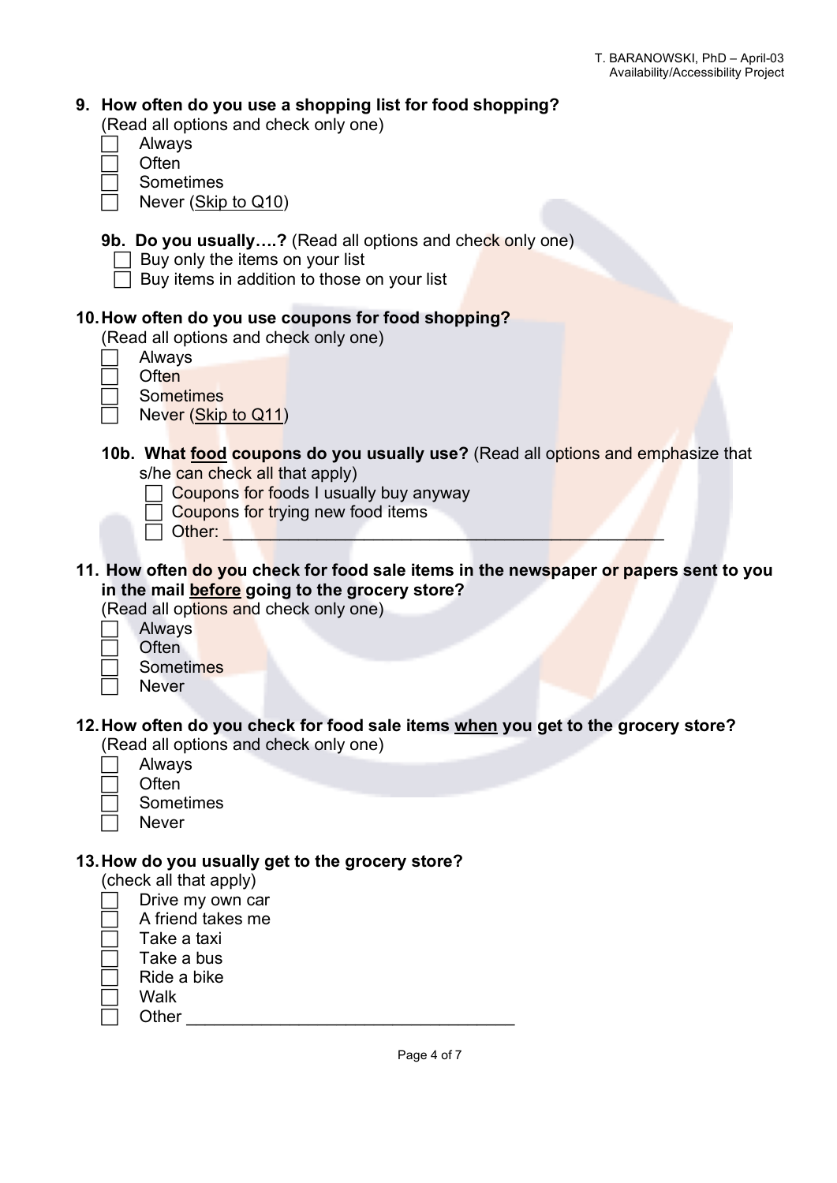**9. How often do you use a shopping list for food shopping?**
(Read all options and check only one)

- [ ] Always
- [ ] Often
- [ ] Sometimes
- [ ] Never (Skip to Q10)

**9b. Do you usually….?** (Read all options and check only one)

- [ ] Buy only the items on your list
- [ ] Buy items in addition to those on your list

**10. How often do you use coupons for food shopping?**
(Read all options and check only one)

- [ ] Always
- [ ] Often
- [ ] Sometimes
- [ ] Never (Skip to Q11)

**10b. What food coupons do you usually use?** (Read all options and emphasize that s/he can check all that apply)

- [ ] Coupons for foods I usually buy anyway
- [ ] Coupons for trying new food items
- [ ] Other: ______________________________________________

**11. How often do you check for food sale items in the newspaper or papers sent to you in the mail before going to the grocery store?**
(Read all options and check only one)

- [ ] Always
- [ ] Often
- [ ] Sometimes
- [ ] Never

**12. How often do you check for food sale items when you get to the grocery store?**
(Read all options and check only one)

- [ ] Always
- [ ] Often
- [ ] Sometimes
- [ ] Never

**13. How do you usually get to the grocery store?**
(check all that apply)

- [ ] Drive my own car
- [ ] A friend takes me
- [ ] Take a taxi
- [ ] Take a bus
- [ ] Ride a bike
- [ ] Walk
- [ ] Other ________________________________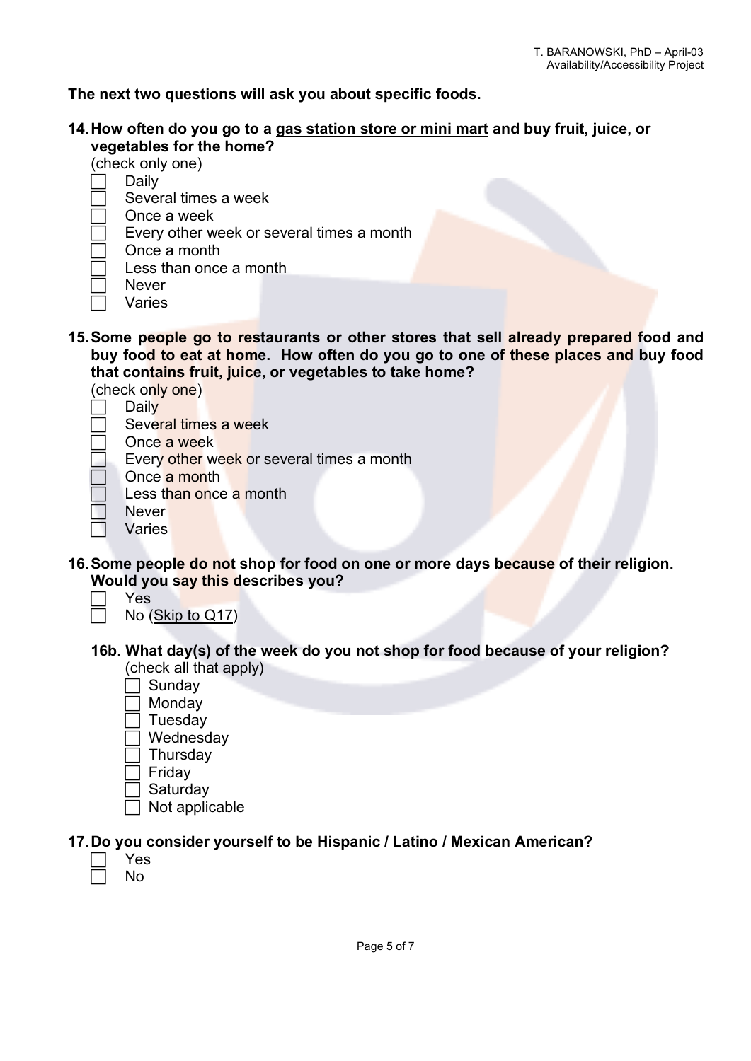**The next two questions will ask you about specific foods.**

**14. How often do you go to a <u>gas station store or mini mart</u> and buy fruit, juice, or vegetables for the home?**

(check only one)

- ☐ Daily
- ☐ Several times a week
- ☐ Once a week
- ☐ Every other week or several times a month
- ☐ Once a month
- ☐ Less than once a month
- ☐ Never
- ☐ Varies

**15. Some people go to restaurants or other stores that sell already prepared food and buy food to eat at home. How often do you go to one of these places and buy food that contains fruit, juice, or vegetables to take home?**

(check only one)

- ☐ Daily
- ☐ Several times a week
- ☐ Once a week
- ☐ Every other week or several times a month
- ☐ Once a month
- ☐ Less than once a month
- ☐ Never
- ☐ Varies

**16. Some people do not shop for food on one or more days because of their religion. Would you say this describes you?**

- ☐ Yes
- ☐ No (<u>Skip to Q17</u>)

**16b. What day(s) of the week do you not shop for food because of your religion?**

(check all that apply)

- ☐ Sunday
- ☐ Monday
- ☐ Tuesday
- ☐ Wednesday
- ☐ Thursday
- ☐ Friday
- ☐ Saturday
- ☐ Not applicable

**17. Do you consider yourself to be Hispanic / Latino / Mexican American?**

- ☐ Yes
- ☐ No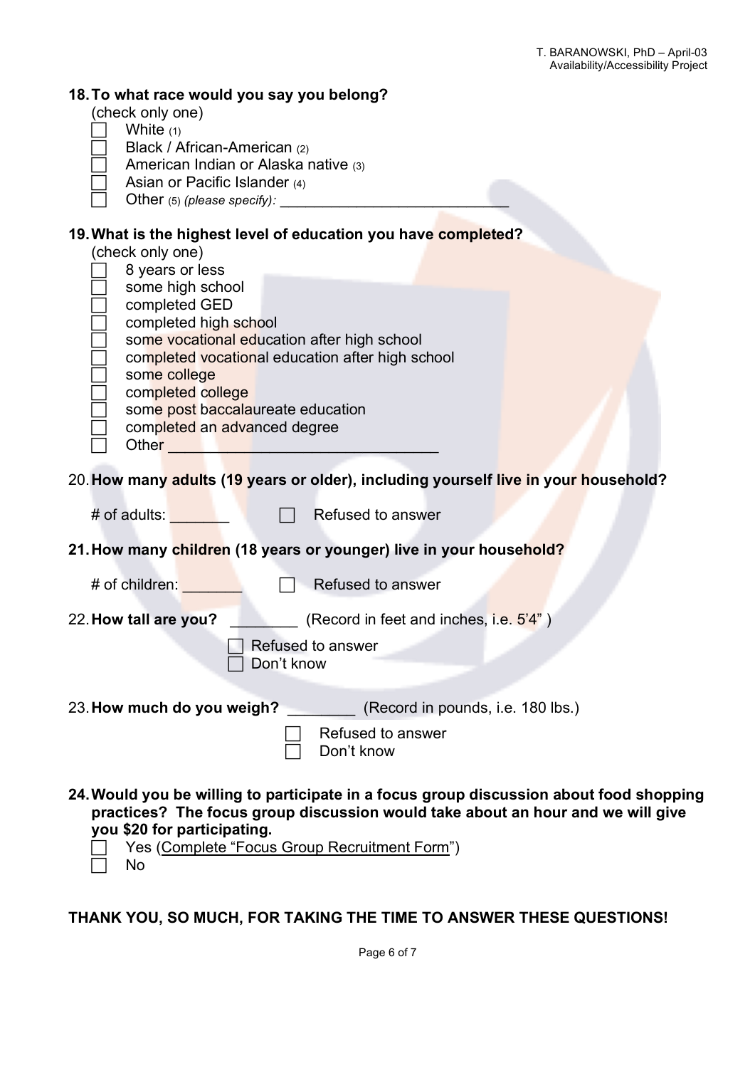**18. To what race would you say you belong?**

(check only one)

- ☐ White (1)
- ☐ Black / African-American (2)
- ☐ American Indian or Alaska native (3)
- ☐ Asian or Pacific Islander (4)
- ☐ Other (5) *(please specify):* ___________________________

**19. What is the highest level of education you have completed?**

(check only one)

- ☐ 8 years or less
- ☐ some high school
- ☐ completed GED
- ☐ completed high school
- ☐ some vocational education after high school
- ☐ completed vocational education after high school
- ☐ some college
- ☐ completed college
- ☐ some post baccalaureate education
- ☐ completed an advanced degree
- ☐ Other ________________________________

20. **How many adults (19 years or older), including yourself live in your household?**

# of adults: _______ ☐ Refused to answer

**21. How many children (18 years or younger) live in your household?**

# of children: _______ ☐ Refused to answer

22. **How tall are you?** ________ (Record in feet and inches, i.e. 5'4" )

- ☐ Refused to answer
- ☐ Don't know

23. **How much do you weigh?** ________ (Record in pounds, i.e. 180 lbs.)

- ☐ Refused to answer
- ☐ Don't know

**24. Would you be willing to participate in a focus group discussion about food shopping practices? The focus group discussion would take about an hour and we will give you $20 for participating.**

- ☐ Yes (Complete "Focus Group Recruitment Form")
- ☐ No

**THANK YOU, SO MUCH, FOR TAKING THE TIME TO ANSWER THESE QUESTIONS!**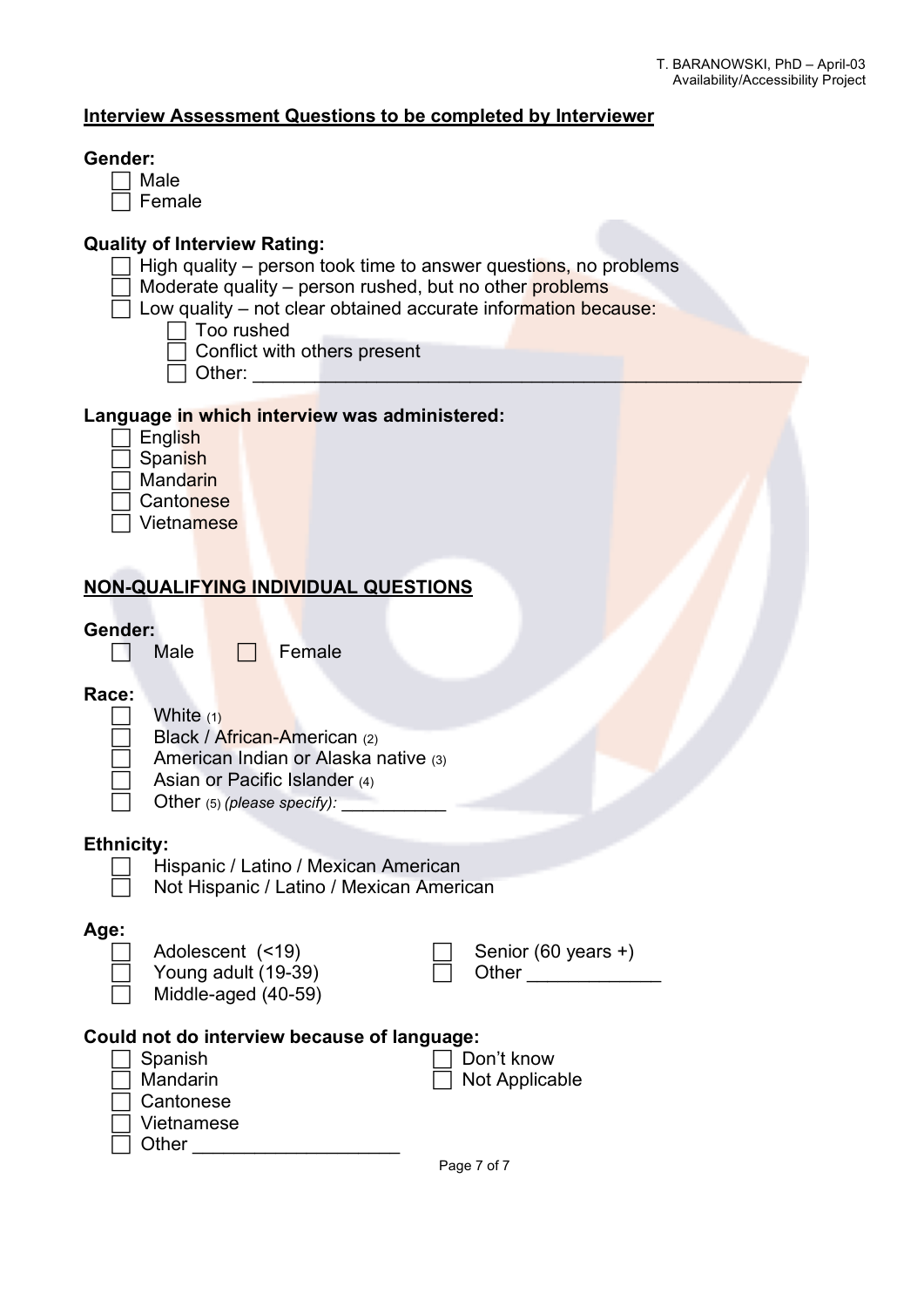## Interview Assessment Questions to be completed by Interviewer

**Gender:**

- ☐ Male
- ☐ Female

**Quality of Interview Rating:**

- ☐ High quality – person took time to answer questions, no problems
- ☐ Moderate quality – person rushed, but no other problems
- ☐ Low quality – not clear obtained accurate information because:
  - ☐ Too rushed
  - ☐ Conflict with others present
  - ☐ Other: ______________________________________________________

**Language in which interview was administered:**

- ☐ English
- ☐ Spanish
- ☐ Mandarin
- ☐ Cantonese
- ☐ Vietnamese

## NON-QUALIFYING INDIVIDUAL QUESTIONS

**Gender:**

☐ Male ☐ Female

**Race:**

- ☐ White (1)
- ☐ Black / African-American (2)
- ☐ American Indian or Alaska native (3)
- ☐ Asian or Pacific Islander (4)
- ☐ Other (5) *(please specify):* __________

**Ethnicity:**

- ☐ Hispanic / Latino / Mexican American
- ☐ Not Hispanic / Latino / Mexican American

**Age:**

- ☐ Adolescent (<19)
- ☐ Young adult (19-39)
- ☐ Middle-aged (40-59)
- ☐ Senior (60 years +)
- ☐ Other ____________

**Could not do interview because of language:**

- ☐ Spanish
- ☐ Mandarin
- ☐ Cantonese
- ☐ Vietnamese
- ☐ Other ___________________
- ☐ Don't know
- ☐ Not Applicable